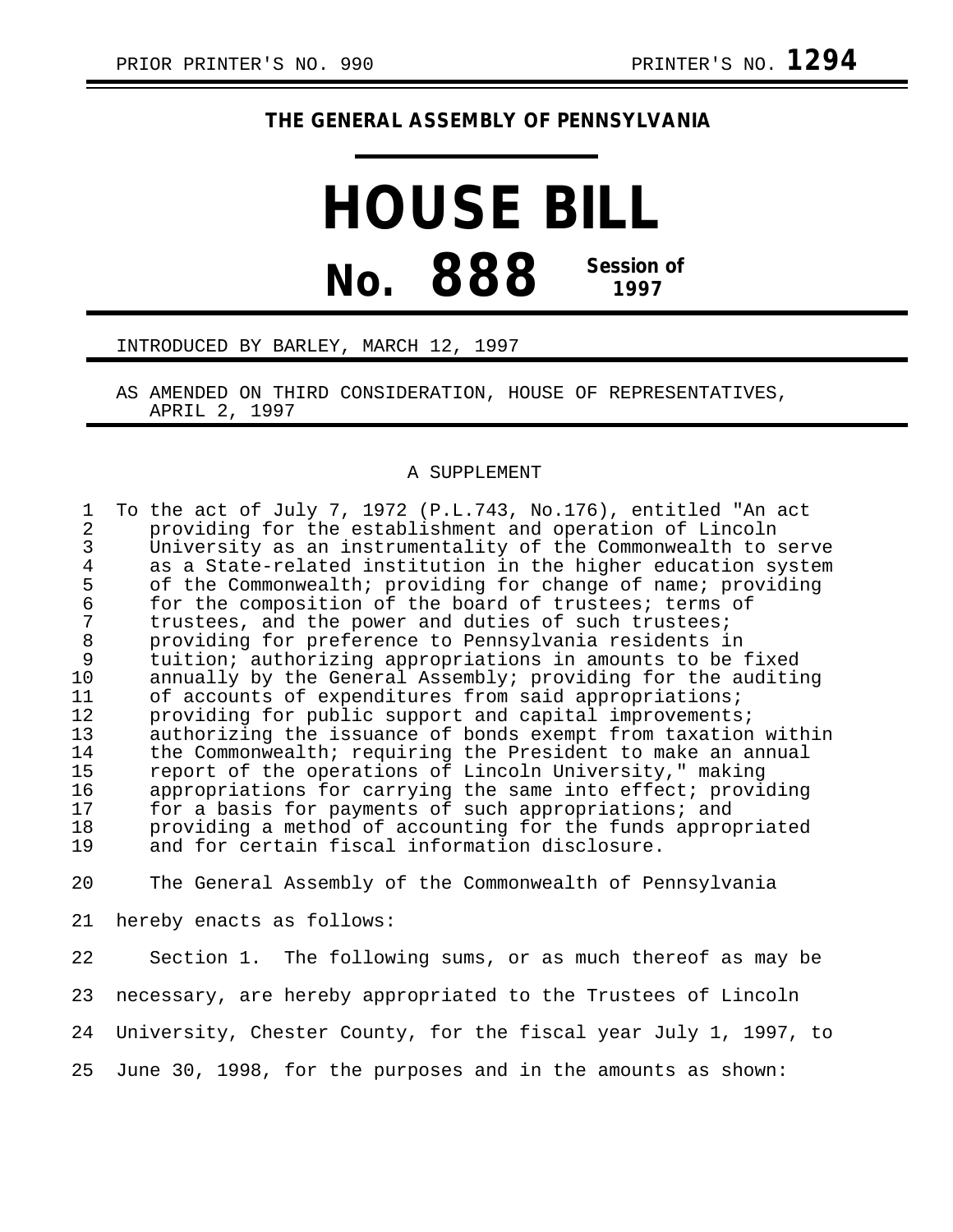PRIOR PRINTER'S NO. 990 PRINTER'S NO. **1294**

**THE GENERAL ASSEMBLY OF PENNSYLVANIA**

# HOUSE BILL

## No. 888 Session of 1997

INTRODUCED BY BARLEY, MARCH 12, 1997

AS AMENDED ON THIRD CONSIDERATION, HOUSE OF REPRESENTATIVES, APRIL 2, 1997

A SUPPLEMENT

To the act of July 7, 1972 (P.L.743, No.176), entitled "An act providing for the establishment and operation of Lincoln University as an instrumentality of the Commonwealth to serve as a State-related institution in the higher education system of the Commonwealth; providing for change of name; providing for the composition of the board of trustees; terms of trustees, and the power and duties of such trustees; providing for preference to Pennsylvania residents in tuition; authorizing appropriations in amounts to be fixed annually by the General Assembly; providing for the auditing of accounts of expenditures from said appropriations; providing for public support and capital improvements; authorizing the issuance of bonds exempt from taxation within the Commonwealth; requiring the President to make an annual report of the operations of Lincoln University," making appropriations for carrying the same into effect; providing for a basis for payments of such appropriations; and providing a method of accounting for the funds appropriated and for certain fiscal information disclosure.

The General Assembly of the Commonwealth of Pennsylvania hereby enacts as follows:

Section 1. The following sums, or as much thereof as may be necessary, are hereby appropriated to the Trustees of Lincoln University, Chester County, for the fiscal year July 1, 1997, to June 30, 1998, for the purposes and in the amounts as shown: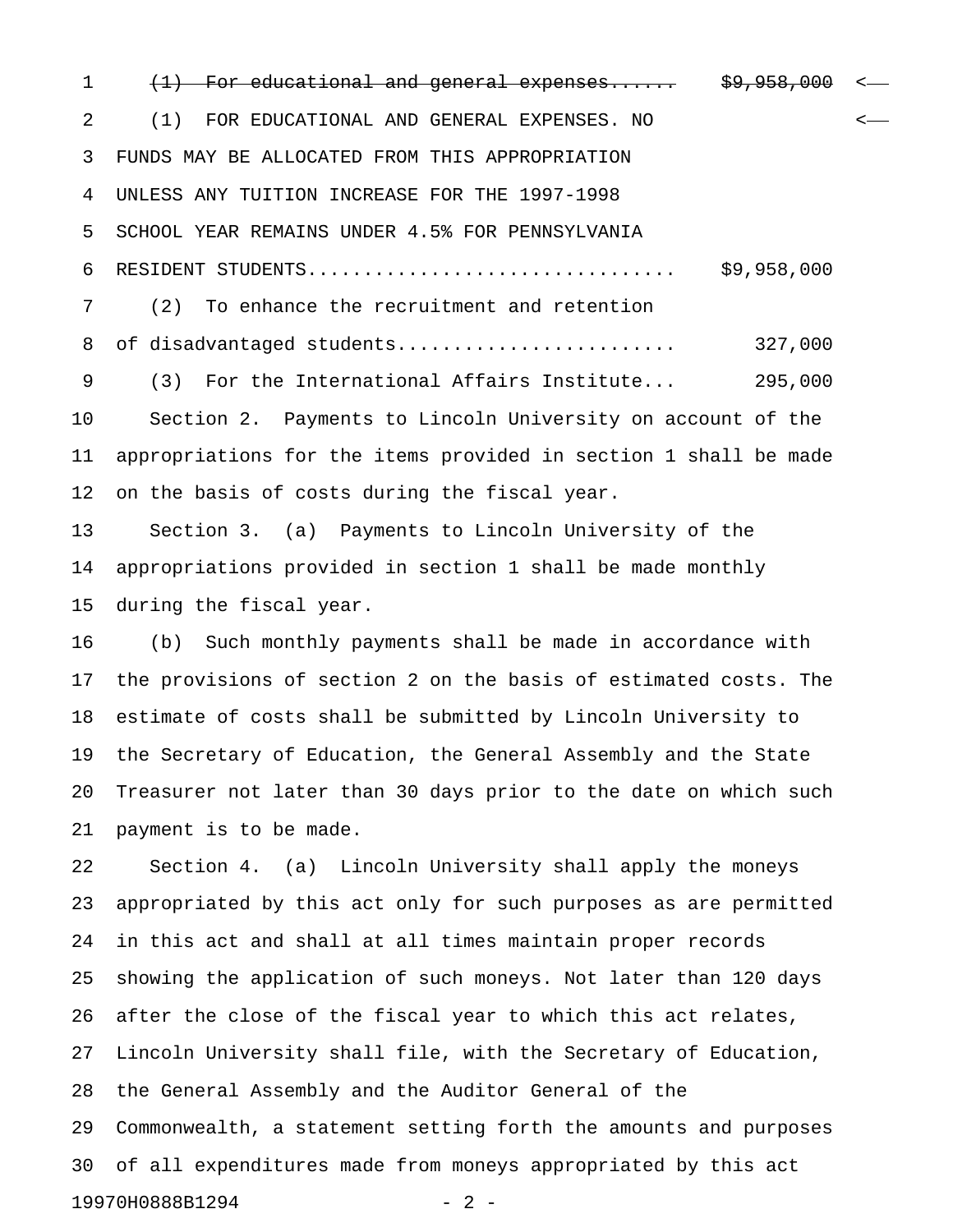~~(1) For educational and general expenses...... $9,958,000~~

(1) FOR EDUCATIONAL AND GENERAL EXPENSES. NO FUNDS MAY BE ALLOCATED FROM THIS APPROPRIATION UNLESS ANY TUITION INCREASE FOR THE 1997-1998 SCHOOL YEAR REMAINS UNDER 4.5% FOR PENNSYLVANIA RESIDENT STUDENTS................................ $9,958,000

(2) To enhance the recruitment and retention of disadvantaged students........................ 327,000

(3) For the International Affairs Institute... 295,000

Section 2. Payments to Lincoln University on account of the appropriations for the items provided in section 1 shall be made on the basis of costs during the fiscal year.

Section 3. (a) Payments to Lincoln University of the appropriations provided in section 1 shall be made monthly during the fiscal year.

(b) Such monthly payments shall be made in accordance with the provisions of section 2 on the basis of estimated costs. The estimate of costs shall be submitted by Lincoln University to the Secretary of Education, the General Assembly and the State Treasurer not later than 30 days prior to the date on which such payment is to be made.

Section 4. (a) Lincoln University shall apply the moneys appropriated by this act only for such purposes as are permitted in this act and shall at all times maintain proper records showing the application of such moneys. Not later than 120 days after the close of the fiscal year to which this act relates, Lincoln University shall file, with the Secretary of Education, the General Assembly and the Auditor General of the Commonwealth, a statement setting forth the amounts and purposes of all expenditures made from moneys appropriated by this act

19970H0888B1294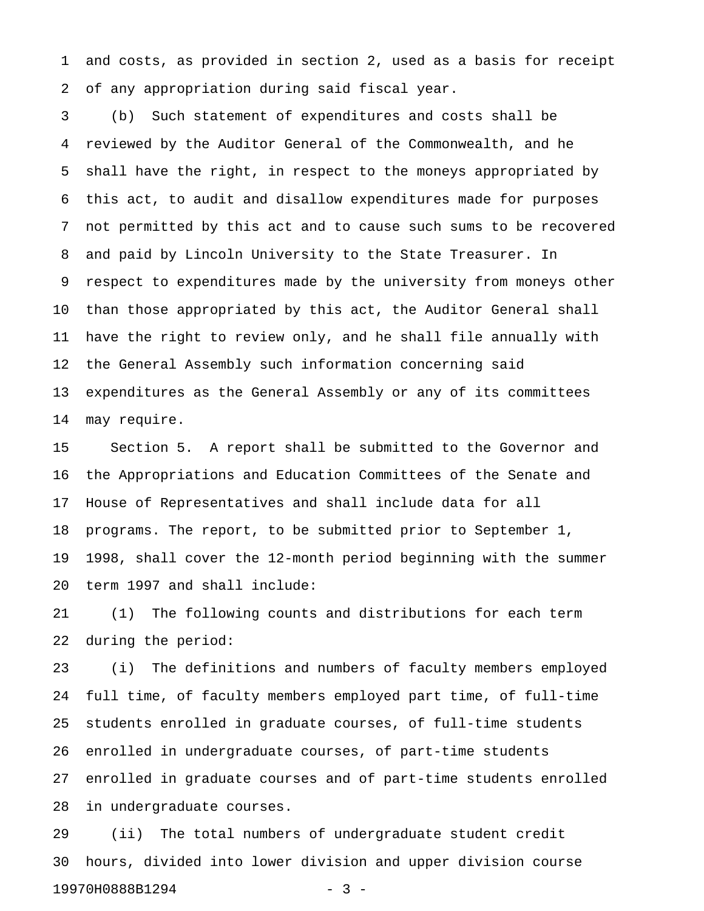and costs, as provided in section 2, used as a basis for receipt of any appropriation during said fiscal year.

(b) Such statement of expenditures and costs shall be reviewed by the Auditor General of the Commonwealth, and he shall have the right, in respect to the moneys appropriated by this act, to audit and disallow expenditures made for purposes not permitted by this act and to cause such sums to be recovered and paid by Lincoln University to the State Treasurer. In respect to expenditures made by the university from moneys other than those appropriated by this act, the Auditor General shall have the right to review only, and he shall file annually with the General Assembly such information concerning said expenditures as the General Assembly or any of its committees may require.

Section 5. A report shall be submitted to the Governor and the Appropriations and Education Committees of the Senate and House of Representatives and shall include data for all programs. The report, to be submitted prior to September 1, 1998, shall cover the 12-month period beginning with the summer term 1997 and shall include:

(1) The following counts and distributions for each term during the period:

(i) The definitions and numbers of faculty members employed full time, of faculty members employed part time, of full-time students enrolled in graduate courses, of full-time students enrolled in undergraduate courses, of part-time students enrolled in graduate courses and of part-time students enrolled in undergraduate courses.

(ii) The total numbers of undergraduate student credit hours, divided into lower division and upper division course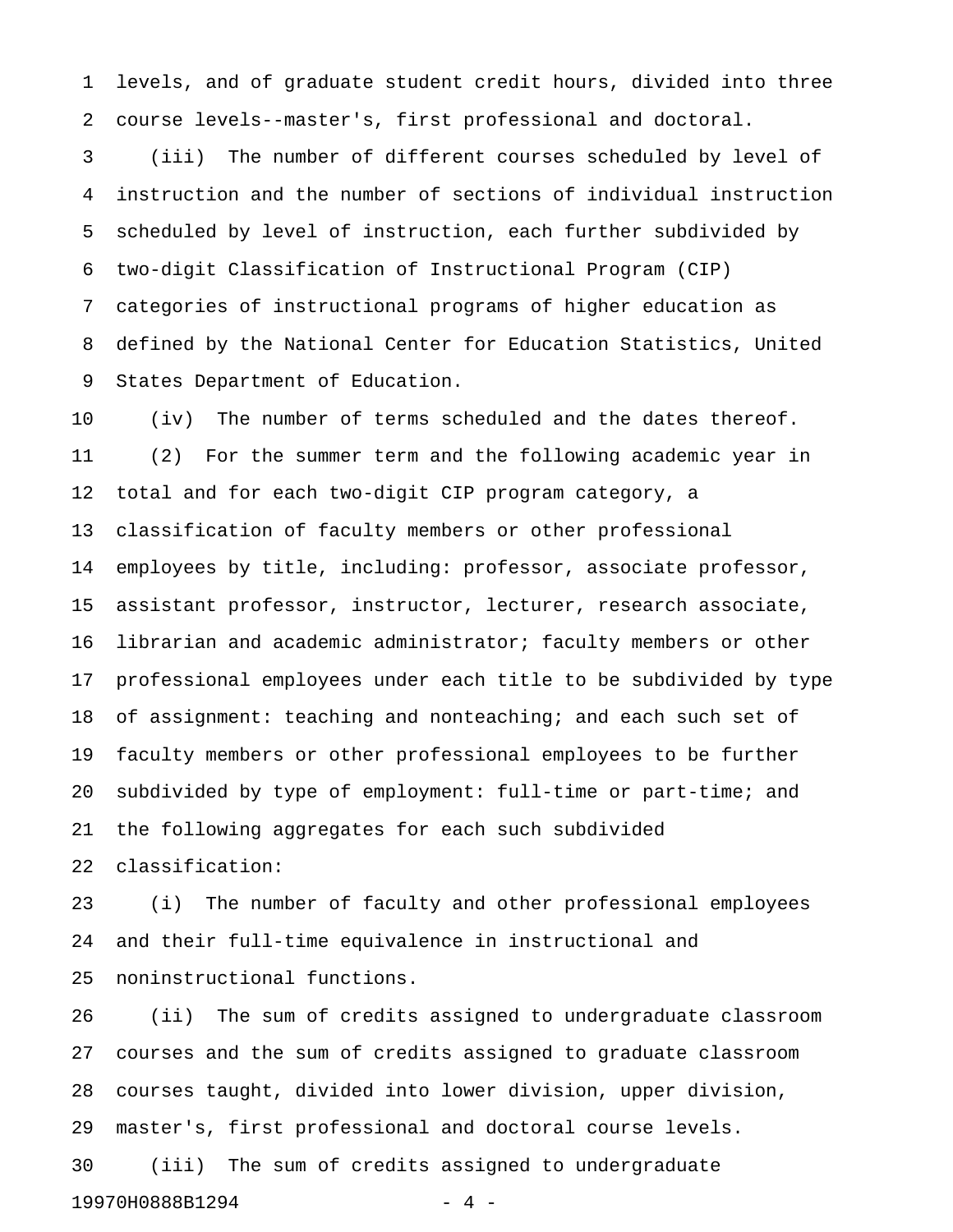levels, and of graduate student credit hours, divided into three course levels--master's, first professional and doctoral.

(iii) The number of different courses scheduled by level of instruction and the number of sections of individual instruction scheduled by level of instruction, each further subdivided by two-digit Classification of Instructional Program (CIP) categories of instructional programs of higher education as defined by the National Center for Education Statistics, United States Department of Education.

(iv) The number of terms scheduled and the dates thereof.

(2) For the summer term and the following academic year in total and for each two-digit CIP program category, a classification of faculty members or other professional employees by title, including: professor, associate professor, assistant professor, instructor, lecturer, research associate, librarian and academic administrator; faculty members or other professional employees under each title to be subdivided by type of assignment: teaching and nonteaching; and each such set of faculty members or other professional employees to be further subdivided by type of employment: full-time or part-time; and the following aggregates for each such subdivided classification:

(i) The number of faculty and other professional employees and their full-time equivalence in instructional and noninstructional functions.

(ii) The sum of credits assigned to undergraduate classroom courses and the sum of credits assigned to graduate classroom courses taught, divided into lower division, upper division, master's, first professional and doctoral course levels.

(iii) The sum of credits assigned to undergraduate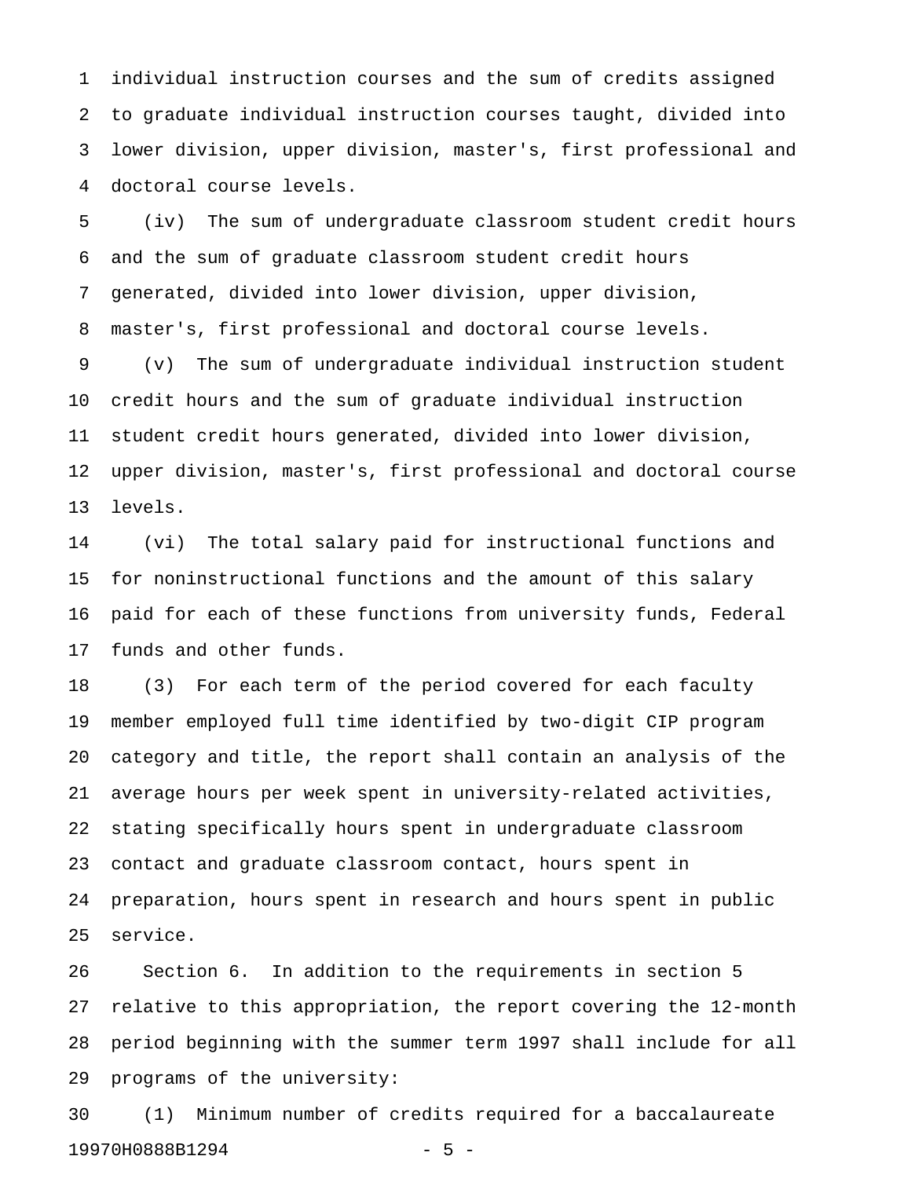individual instruction courses and the sum of credits assigned to graduate individual instruction courses taught, divided into lower division, upper division, master's, first professional and doctoral course levels.

(iv) The sum of undergraduate classroom student credit hours and the sum of graduate classroom student credit hours generated, divided into lower division, upper division, master's, first professional and doctoral course levels.

(v) The sum of undergraduate individual instruction student credit hours and the sum of graduate individual instruction student credit hours generated, divided into lower division, upper division, master's, first professional and doctoral course levels.

(vi) The total salary paid for instructional functions and for noninstructional functions and the amount of this salary paid for each of these functions from university funds, Federal funds and other funds.

(3) For each term of the period covered for each faculty member employed full time identified by two-digit CIP program category and title, the report shall contain an analysis of the average hours per week spent in university-related activities, stating specifically hours spent in undergraduate classroom contact and graduate classroom contact, hours spent in preparation, hours spent in research and hours spent in public service.

Section 6. In addition to the requirements in section 5 relative to this appropriation, the report covering the 12-month period beginning with the summer term 1997 shall include for all programs of the university:

(1) Minimum number of credits required for a baccalaureate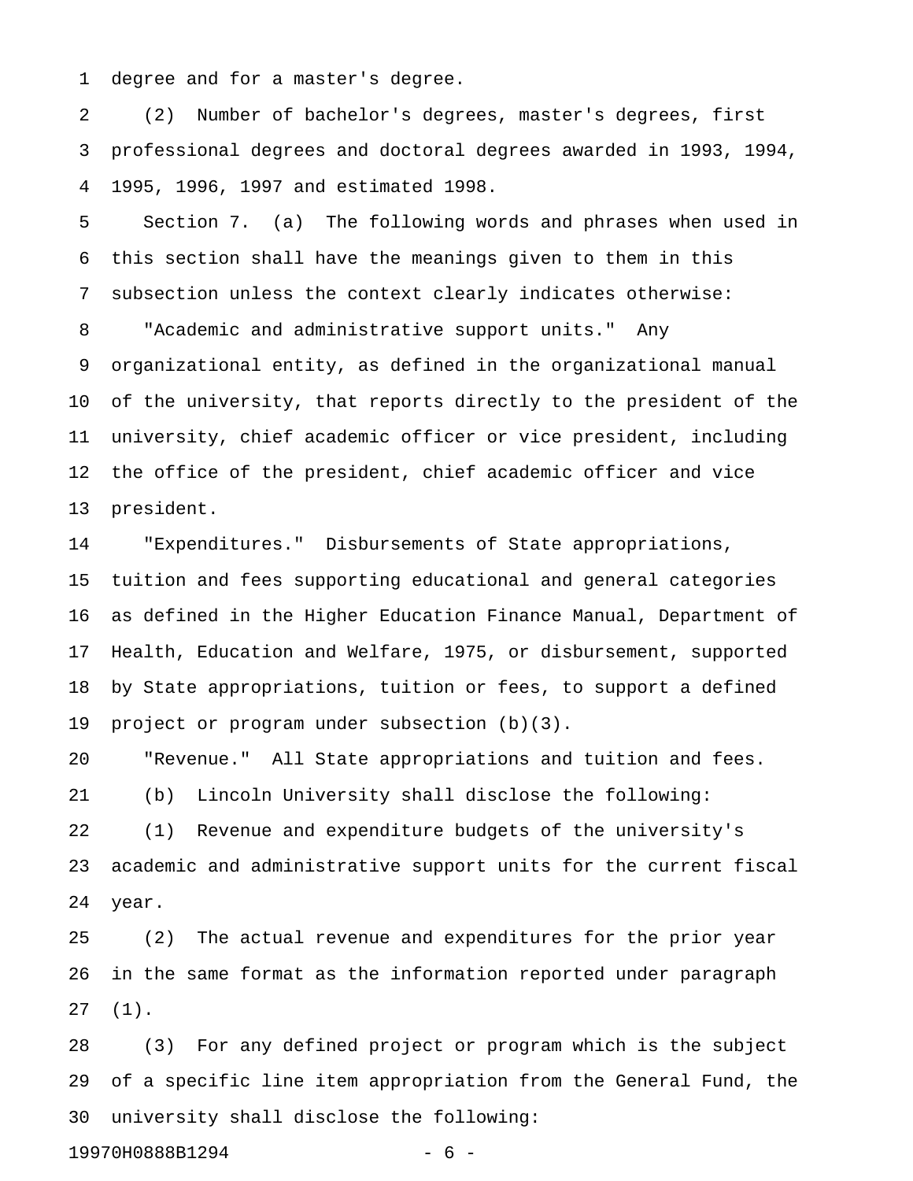degree and for a master's degree.

(2) Number of bachelor's degrees, master's degrees, first professional degrees and doctoral degrees awarded in 1993, 1994, 1995, 1996, 1997 and estimated 1998.

Section 7. (a) The following words and phrases when used in this section shall have the meanings given to them in this subsection unless the context clearly indicates otherwise:

"Academic and administrative support units." Any organizational entity, as defined in the organizational manual of the university, that reports directly to the president of the university, chief academic officer or vice president, including the office of the president, chief academic officer and vice president.

"Expenditures." Disbursements of State appropriations, tuition and fees supporting educational and general categories as defined in the Higher Education Finance Manual, Department of Health, Education and Welfare, 1975, or disbursement, supported by State appropriations, tuition or fees, to support a defined project or program under subsection (b)(3).

"Revenue." All State appropriations and tuition and fees.

(b) Lincoln University shall disclose the following:

(1) Revenue and expenditure budgets of the university's academic and administrative support units for the current fiscal year.

(2) The actual revenue and expenditures for the prior year in the same format as the information reported under paragraph (1).

(3) For any defined project or program which is the subject of a specific line item appropriation from the General Fund, the university shall disclose the following: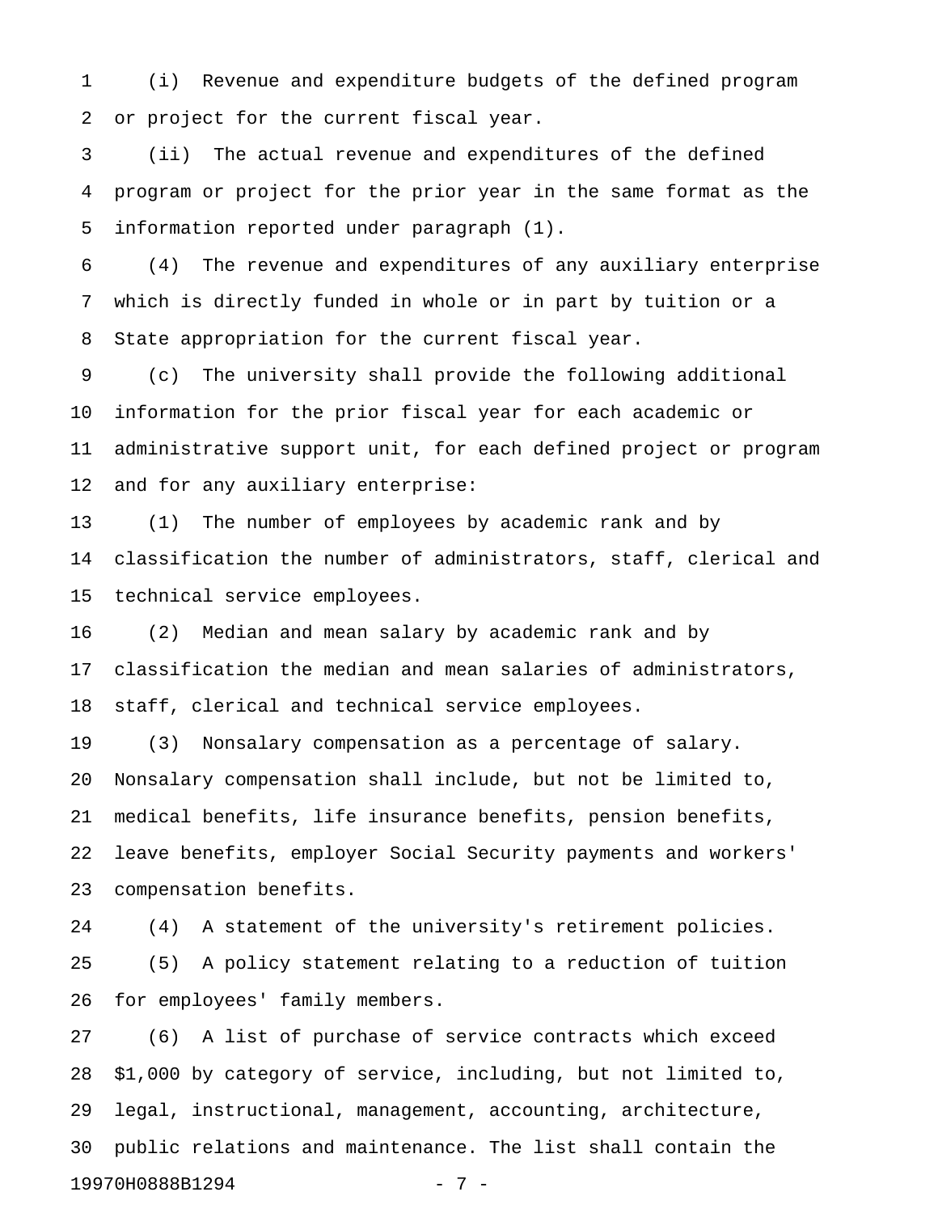(i) Revenue and expenditure budgets of the defined program or project for the current fiscal year.

(ii) The actual revenue and expenditures of the defined program or project for the prior year in the same format as the information reported under paragraph (1).

(4) The revenue and expenditures of any auxiliary enterprise which is directly funded in whole or in part by tuition or a State appropriation for the current fiscal year.

(c) The university shall provide the following additional information for the prior fiscal year for each academic or administrative support unit, for each defined project or program and for any auxiliary enterprise:

(1) The number of employees by academic rank and by classification the number of administrators, staff, clerical and technical service employees.

(2) Median and mean salary by academic rank and by classification the median and mean salaries of administrators, staff, clerical and technical service employees.

(3) Nonsalary compensation as a percentage of salary. Nonsalary compensation shall include, but not be limited to, medical benefits, life insurance benefits, pension benefits, leave benefits, employer Social Security payments and workers' compensation benefits.

(4) A statement of the university's retirement policies.

(5) A policy statement relating to a reduction of tuition for employees' family members.

(6) A list of purchase of service contracts which exceed $1,000 by category of service, including, but not limited to, legal, instructional, management, accounting, architecture, public relations and maintenance. The list shall contain the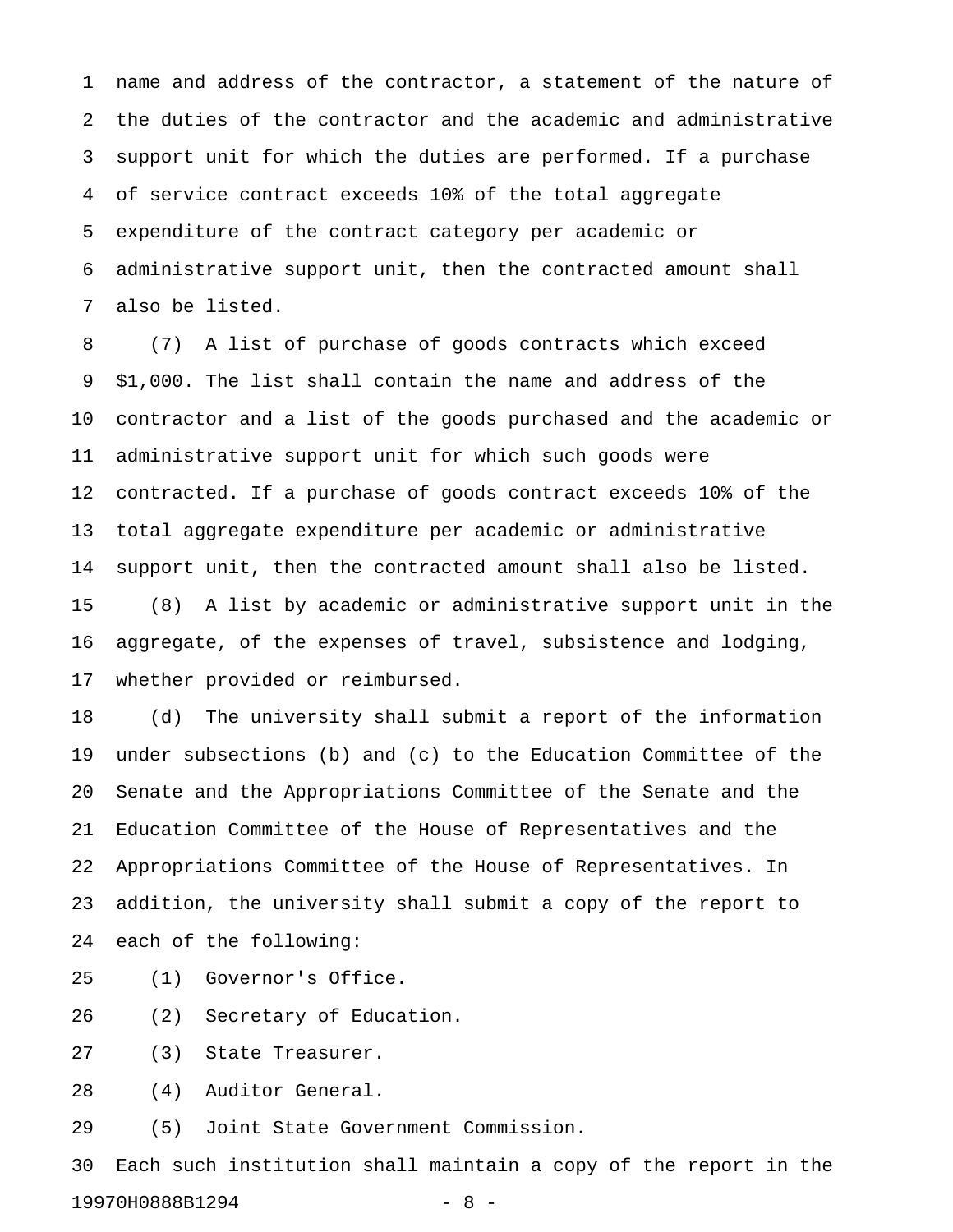name and address of the contractor, a statement of the nature of the duties of the contractor and the academic and administrative support unit for which the duties are performed. If a purchase of service contract exceeds 10% of the total aggregate expenditure of the contract category per academic or administrative support unit, then the contracted amount shall also be listed.

(7) A list of purchase of goods contracts which exceed $1,000. The list shall contain the name and address of the contractor and a list of the goods purchased and the academic or administrative support unit for which such goods were contracted. If a purchase of goods contract exceeds 10% of the total aggregate expenditure per academic or administrative support unit, then the contracted amount shall also be listed.

(8) A list by academic or administrative support unit in the aggregate, of the expenses of travel, subsistence and lodging, whether provided or reimbursed.

(d) The university shall submit a report of the information under subsections (b) and (c) to the Education Committee of the Senate and the Appropriations Committee of the Senate and the Education Committee of the House of Representatives and the Appropriations Committee of the House of Representatives. In addition, the university shall submit a copy of the report to each of the following:

(1) Governor's Office.

(2) Secretary of Education.

(3) State Treasurer.

(4) Auditor General.

(5) Joint State Government Commission.

Each such institution shall maintain a copy of the report in the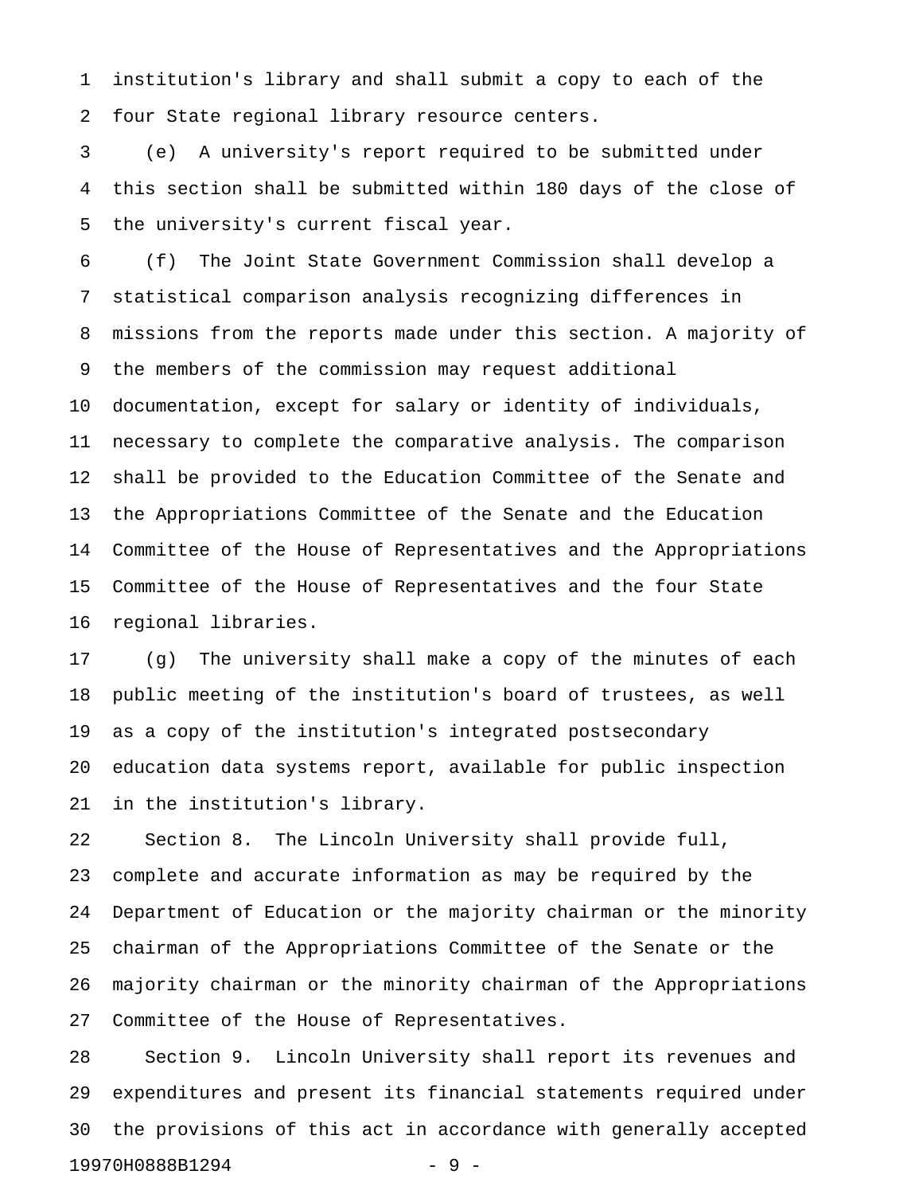institution's library and shall submit a copy to each of the four State regional library resource centers.

(e) A university's report required to be submitted under this section shall be submitted within 180 days of the close of the university's current fiscal year.

(f) The Joint State Government Commission shall develop a statistical comparison analysis recognizing differences in missions from the reports made under this section. A majority of the members of the commission may request additional documentation, except for salary or identity of individuals, necessary to complete the comparative analysis. The comparison shall be provided to the Education Committee of the Senate and the Appropriations Committee of the Senate and the Education Committee of the House of Representatives and the Appropriations Committee of the House of Representatives and the four State regional libraries.

(g) The university shall make a copy of the minutes of each public meeting of the institution's board of trustees, as well as a copy of the institution's integrated postsecondary education data systems report, available for public inspection in the institution's library.

Section 8. The Lincoln University shall provide full, complete and accurate information as may be required by the Department of Education or the majority chairman or the minority chairman of the Appropriations Committee of the Senate or the majority chairman or the minority chairman of the Appropriations Committee of the House of Representatives.

Section 9. Lincoln University shall report its revenues and expenditures and present its financial statements required under the provisions of this act in accordance with generally accepted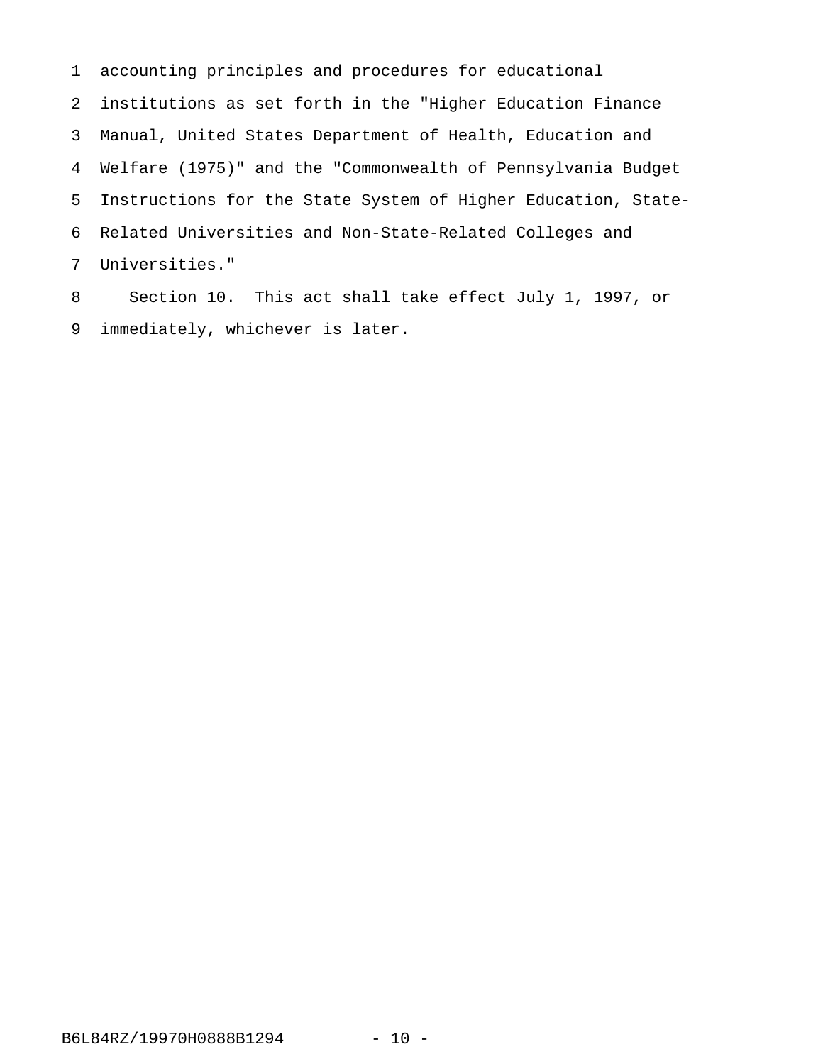accounting principles and procedures for educational institutions as set forth in the "Higher Education Finance Manual, United States Department of Health, Education and Welfare (1975)" and the "Commonwealth of Pennsylvania Budget Instructions for the State System of Higher Education, State-Related Universities and Non-State-Related Colleges and Universities."

Section 10. This act shall take effect July 1, 1997, or immediately, whichever is later.